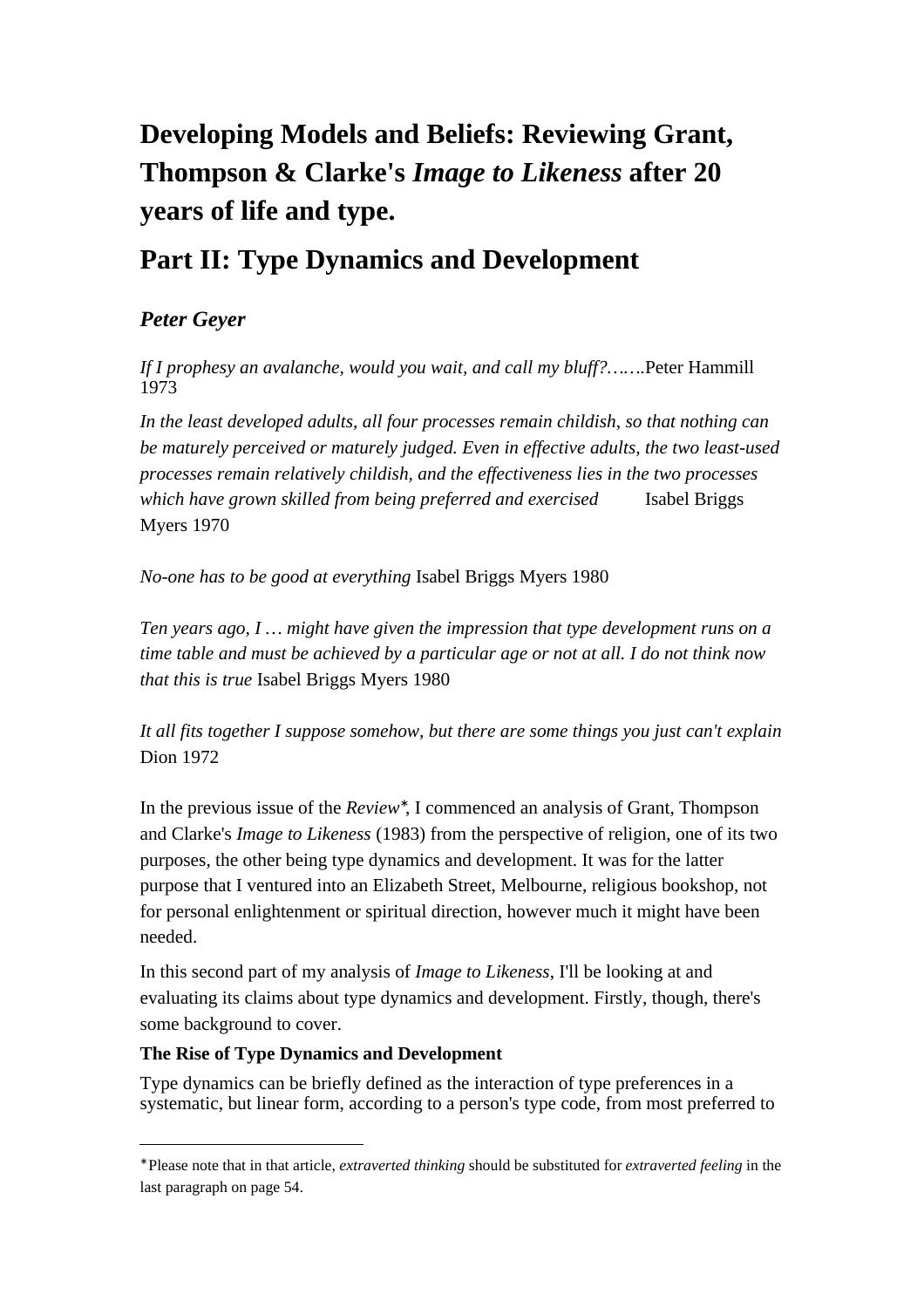# Developing Models and Beliefs: Reviewing Grant, Thompson & Clarke's *Image to Likeness* after 20 years of life and type.

## Part II: Type Dynamics and Development

### *Peter Geyer*

*If I prophesy an avalanche, would you wait, and call my bluff?…….*Peter Hammill 1973

*In the least developed adults, all four processes remain childish, so that nothing can be maturely perceived or maturely judged. Even in effective adults, the two least-used processes remain relatively childish, and the effectiveness lies in the two processes which have grown skilled from being preferred and exercised* Isabel Briggs Myers 1970

*No-one has to be good at everything* Isabel Briggs Myers 1980

*Ten years ago, I … might have given the impression that type development runs on a time table and must be achieved by a particular age or not at all. I do not think now that this is true* Isabel Briggs Myers 1980

*It all fits together I suppose somehow, but there are some things you just can't explain* Dion 1972

In the previous issue of the *Review*\*, I commenced an analysis of Grant, Thompson and Clarke's *Image to Likeness* (1983) from the perspective of religion, one of its two purposes, the other being type dynamics and development. It was for the latter purpose that I ventured into an Elizabeth Street, Melbourne, religious bookshop, not for personal enlightenment or spiritual direction, however much it might have been needed.

In this second part of my analysis of *Image to Likeness*, I'll be looking at and evaluating its claims about type dynamics and development. Firstly, though, there's some background to cover.

**The Rise of Type Dynamics and Development**

Type dynamics can be briefly defined as the interaction of type preferences in a systematic, but linear form, according to a person's type code, from most preferred to

---

\*Please note that in that article, *extraverted thinking* should be substituted for *extraverted feeling* in the last paragraph on page 54.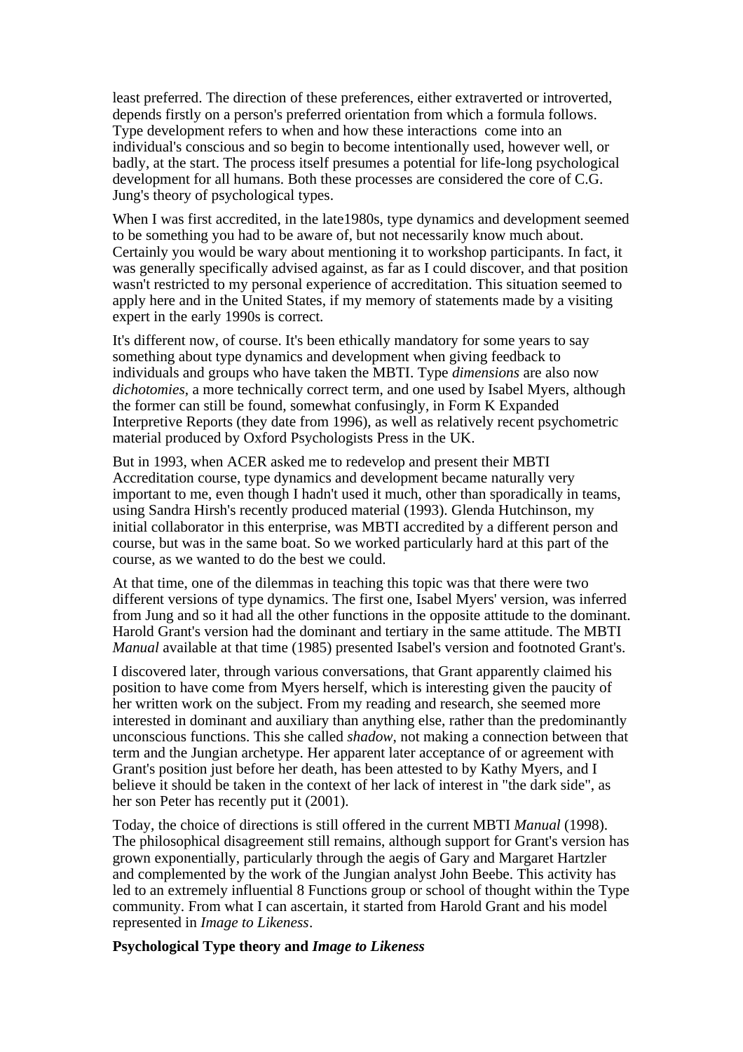least preferred. The direction of these preferences, either extraverted or introverted, depends firstly on a person's preferred orientation from which a formula follows. Type development refers to when and how these interactions come into an individual's conscious and so begin to become intentionally used, however well, or badly, at the start. The process itself presumes a potential for life-long psychological development for all humans. Both these processes are considered the core of C.G. Jung's theory of psychological types.

When I was first accredited, in the late1980s, type dynamics and development seemed to be something you had to be aware of, but not necessarily know much about. Certainly you would be wary about mentioning it to workshop participants. In fact, it was generally specifically advised against, as far as I could discover, and that position wasn't restricted to my personal experience of accreditation. This situation seemed to apply here and in the United States, if my memory of statements made by a visiting expert in the early 1990s is correct.

It's different now, of course. It's been ethically mandatory for some years to say something about type dynamics and development when giving feedback to individuals and groups who have taken the MBTI. Type *dimensions* are also now *dichotomies*, a more technically correct term, and one used by Isabel Myers, although the former can still be found, somewhat confusingly, in Form K Expanded Interpretive Reports (they date from 1996), as well as relatively recent psychometric material produced by Oxford Psychologists Press in the UK.

But in 1993, when ACER asked me to redevelop and present their MBTI Accreditation course, type dynamics and development became naturally very important to me, even though I hadn't used it much, other than sporadically in teams, using Sandra Hirsh's recently produced material (1993). Glenda Hutchinson, my initial collaborator in this enterprise, was MBTI accredited by a different person and course, but was in the same boat. So we worked particularly hard at this part of the course, as we wanted to do the best we could.

At that time, one of the dilemmas in teaching this topic was that there were two different versions of type dynamics. The first one, Isabel Myers' version, was inferred from Jung and so it had all the other functions in the opposite attitude to the dominant. Harold Grant's version had the dominant and tertiary in the same attitude. The MBTI *Manual* available at that time (1985) presented Isabel's version and footnoted Grant's.

I discovered later, through various conversations, that Grant apparently claimed his position to have come from Myers herself, which is interesting given the paucity of her written work on the subject. From my reading and research, she seemed more interested in dominant and auxiliary than anything else, rather than the predominantly unconscious functions. This she called *shadow*, not making a connection between that term and the Jungian archetype. Her apparent later acceptance of or agreement with Grant's position just before her death, has been attested to by Kathy Myers, and I believe it should be taken in the context of her lack of interest in "the dark side", as her son Peter has recently put it (2001).

Today, the choice of directions is still offered in the current MBTI *Manual* (1998). The philosophical disagreement still remains, although support for Grant's version has grown exponentially, particularly through the aegis of Gary and Margaret Hartzler and complemented by the work of the Jungian analyst John Beebe. This activity has led to an extremely influential 8 Functions group or school of thought within the Type community. From what I can ascertain, it started from Harold Grant and his model represented in *Image to Likeness*.

**Psychological Type theory and *Image to Likeness***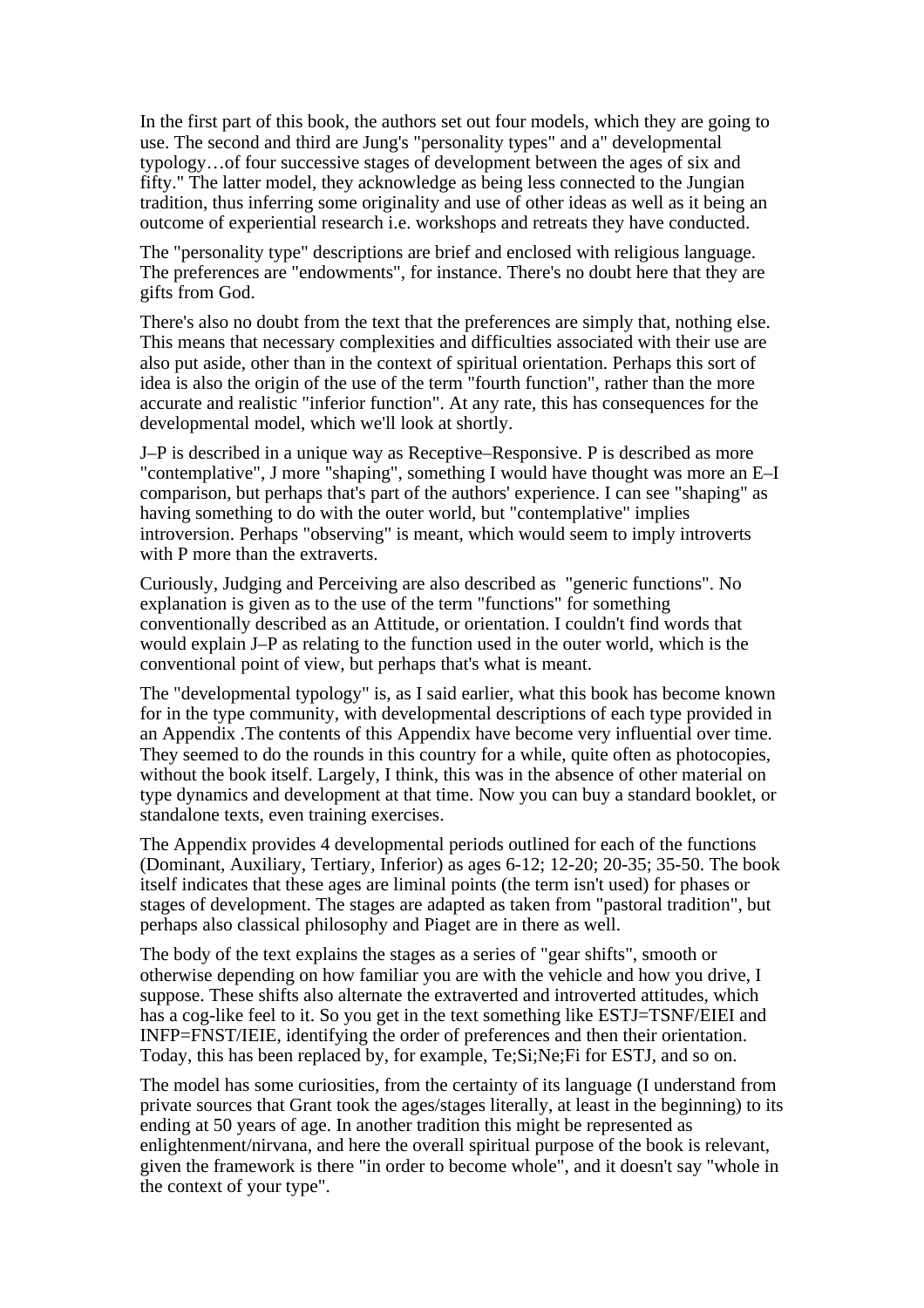In the first part of this book, the authors set out four models, which they are going to use. The second and third are Jung's "personality types" and a" developmental typology…of four successive stages of development between the ages of six and fifty." The latter model, they acknowledge as being less connected to the Jungian tradition, thus inferring some originality and use of other ideas as well as it being an outcome of experiential research i.e. workshops and retreats they have conducted.

The "personality type" descriptions are brief and enclosed with religious language. The preferences are "endowments", for instance. There's no doubt here that they are gifts from God.

There's also no doubt from the text that the preferences are simply that, nothing else. This means that necessary complexities and difficulties associated with their use are also put aside, other than in the context of spiritual orientation. Perhaps this sort of idea is also the origin of the use of the term "fourth function", rather than the more accurate and realistic "inferior function". At any rate, this has consequences for the developmental model, which we'll look at shortly.

J–P is described in a unique way as Receptive–Responsive. P is described as more "contemplative", J more "shaping", something I would have thought was more an E–I comparison, but perhaps that's part of the authors' experience. I can see "shaping" as having something to do with the outer world, but "contemplative" implies introversion. Perhaps "observing" is meant, which would seem to imply introverts with P more than the extraverts.

Curiously, Judging and Perceiving are also described as "generic functions". No explanation is given as to the use of the term "functions" for something conventionally described as an Attitude, or orientation. I couldn't find words that would explain J–P as relating to the function used in the outer world, which is the conventional point of view, but perhaps that's what is meant.

The "developmental typology" is, as I said earlier, what this book has become known for in the type community, with developmental descriptions of each type provided in an Appendix .The contents of this Appendix have become very influential over time. They seemed to do the rounds in this country for a while, quite often as photocopies, without the book itself. Largely, I think, this was in the absence of other material on type dynamics and development at that time. Now you can buy a standard booklet, or standalone texts, even training exercises.

The Appendix provides 4 developmental periods outlined for each of the functions (Dominant, Auxiliary, Tertiary, Inferior) as ages 6-12; 12-20; 20-35; 35-50. The book itself indicates that these ages are liminal points (the term isn't used) for phases or stages of development. The stages are adapted as taken from "pastoral tradition", but perhaps also classical philosophy and Piaget are in there as well.

The body of the text explains the stages as a series of "gear shifts", smooth or otherwise depending on how familiar you are with the vehicle and how you drive, I suppose. These shifts also alternate the extraverted and introverted attitudes, which has a cog-like feel to it. So you get in the text something like ESTJ=TSNF/EIEI and INFP=FNST/IEIE, identifying the order of preferences and then their orientation. Today, this has been replaced by, for example, Te;Si;Ne;Fi for ESTJ, and so on.

The model has some curiosities, from the certainty of its language (I understand from private sources that Grant took the ages/stages literally, at least in the beginning) to its ending at 50 years of age. In another tradition this might be represented as enlightenment/nirvana, and here the overall spiritual purpose of the book is relevant, given the framework is there "in order to become whole", and it doesn't say "whole in the context of your type".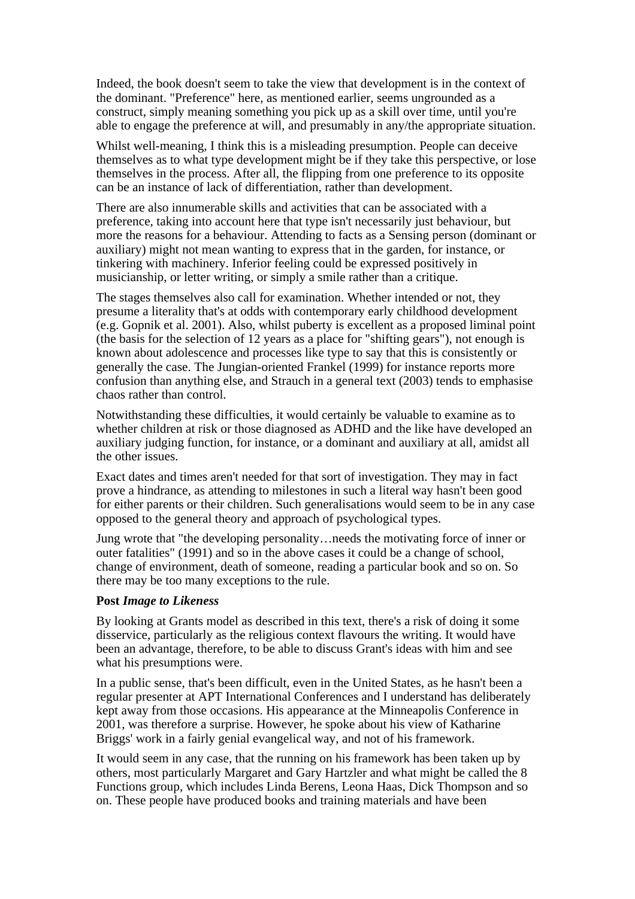Indeed, the book doesn't seem to take the view that development is in the context of the dominant. "Preference" here, as mentioned earlier, seems ungrounded as a construct, simply meaning something you pick up as a skill over time, until you're able to engage the preference at will, and presumably in any/the appropriate situation.

Whilst well-meaning, I think this is a misleading presumption. People can deceive themselves as to what type development might be if they take this perspective, or lose themselves in the process. After all, the flipping from one preference to its opposite can be an instance of lack of differentiation, rather than development.

There are also innumerable skills and activities that can be associated with a preference, taking into account here that type isn't necessarily just behaviour, but more the reasons for a behaviour. Attending to facts as a Sensing person (dominant or auxiliary) might not mean wanting to express that in the garden, for instance, or tinkering with machinery. Inferior feeling could be expressed positively in musicianship, or letter writing, or simply a smile rather than a critique.

The stages themselves also call for examination. Whether intended or not, they presume a literality that's at odds with contemporary early childhood development (e.g. Gopnik et al. 2001). Also, whilst puberty is excellent as a proposed liminal point (the basis for the selection of 12 years as a place for "shifting gears"), not enough is known about adolescence and processes like type to say that this is consistently or generally the case. The Jungian-oriented Frankel (1999) for instance reports more confusion than anything else, and Strauch in a general text (2003) tends to emphasise chaos rather than control.

Notwithstanding these difficulties, it would certainly be valuable to examine as to whether children at risk or those diagnosed as ADHD and the like have developed an auxiliary judging function, for instance, or a dominant and auxiliary at all, amidst all the other issues.

Exact dates and times aren't needed for that sort of investigation. They may in fact prove a hindrance, as attending to milestones in such a literal way hasn't been good for either parents or their children. Such generalisations would seem to be in any case opposed to the general theory and approach of psychological types.

Jung wrote that "the developing personality…needs the motivating force of inner or outer fatalities" (1991) and so in the above cases it could be a change of school, change of environment, death of someone, reading a particular book and so on. So there may be too many exceptions to the rule.

**Post *Image to Likeness***

By looking at Grants model as described in this text, there's a risk of doing it some disservice, particularly as the religious context flavours the writing. It would have been an advantage, therefore, to be able to discuss Grant's ideas with him and see what his presumptions were.

In a public sense, that's been difficult, even in the United States, as he hasn't been a regular presenter at APT International Conferences and I understand has deliberately kept away from those occasions. His appearance at the Minneapolis Conference in 2001, was therefore a surprise. However, he spoke about his view of Katharine Briggs' work in a fairly genial evangelical way, and not of his framework.

It would seem in any case, that the running on his framework has been taken up by others, most particularly Margaret and Gary Hartzler and what might be called the 8 Functions group, which includes Linda Berens, Leona Haas, Dick Thompson and so on. These people have produced books and training materials and have been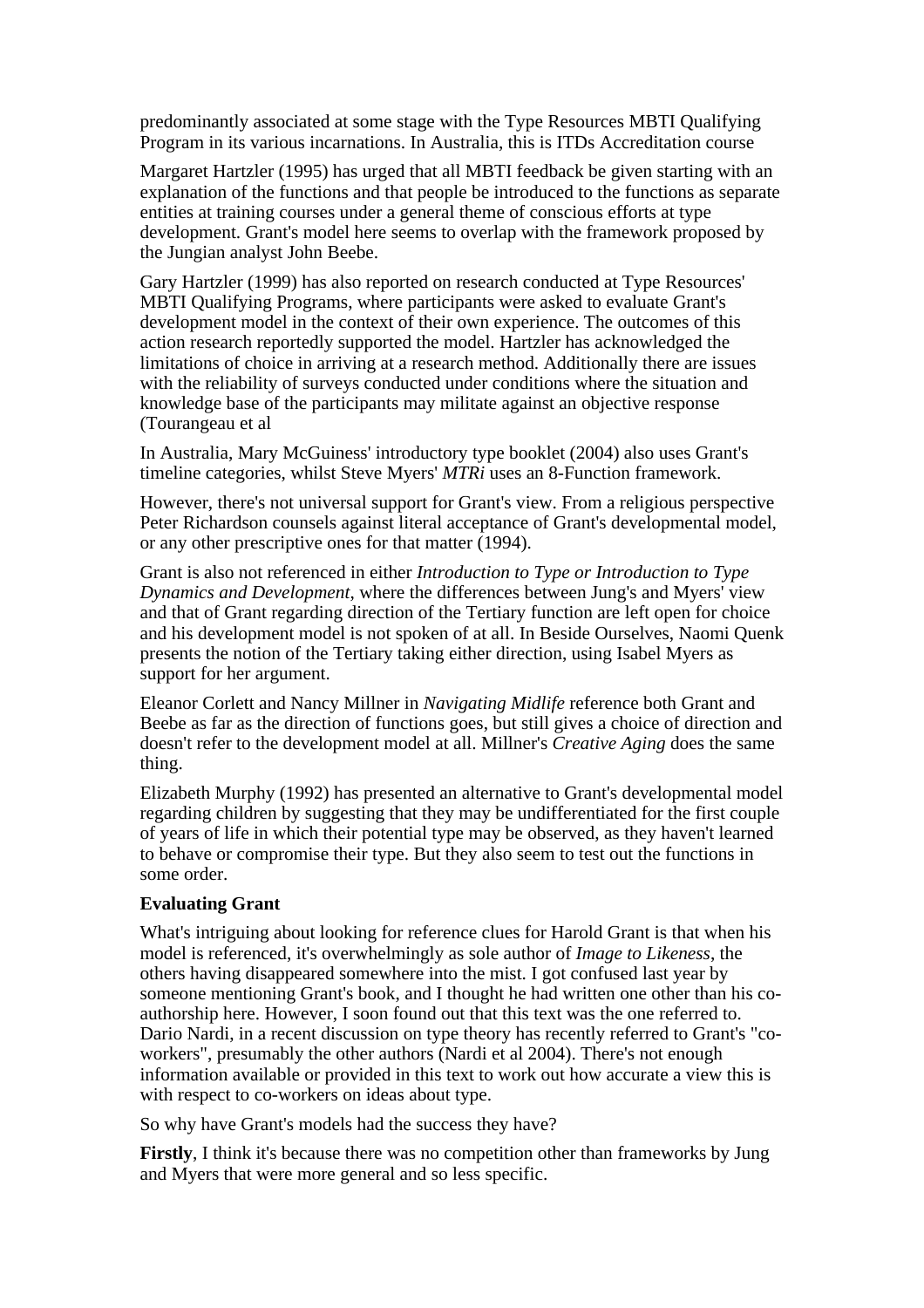predominantly associated at some stage with the Type Resources MBTI Qualifying Program in its various incarnations. In Australia, this is ITDs Accreditation course

Margaret Hartzler (1995) has urged that all MBTI feedback be given starting with an explanation of the functions and that people be introduced to the functions as separate entities at training courses under a general theme of conscious efforts at type development. Grant's model here seems to overlap with the framework proposed by the Jungian analyst John Beebe.

Gary Hartzler (1999) has also reported on research conducted at Type Resources' MBTI Qualifying Programs, where participants were asked to evaluate Grant's development model in the context of their own experience. The outcomes of this action research reportedly supported the model. Hartzler has acknowledged the limitations of choice in arriving at a research method. Additionally there are issues with the reliability of surveys conducted under conditions where the situation and knowledge base of the participants may militate against an objective response (Tourangeau et al

In Australia, Mary McGuiness' introductory type booklet (2004) also uses Grant's timeline categories, whilst Steve Myers' *MTRi* uses an 8-Function framework.

However, there's not universal support for Grant's view. From a religious perspective Peter Richardson counsels against literal acceptance of Grant's developmental model, or any other prescriptive ones for that matter (1994).

Grant is also not referenced in either *Introduction to Type or Introduction to Type Dynamics and Development*, where the differences between Jung's and Myers' view and that of Grant regarding direction of the Tertiary function are left open for choice and his development model is not spoken of at all. In Beside Ourselves, Naomi Quenk presents the notion of the Tertiary taking either direction, using Isabel Myers as support for her argument.

Eleanor Corlett and Nancy Millner in *Navigating Midlife* reference both Grant and Beebe as far as the direction of functions goes, but still gives a choice of direction and doesn't refer to the development model at all. Millner's *Creative Aging* does the same thing.

Elizabeth Murphy (1992) has presented an alternative to Grant's developmental model regarding children by suggesting that they may be undifferentiated for the first couple of years of life in which their potential type may be observed, as they haven't learned to behave or compromise their type. But they also seem to test out the functions in some order.

**Evaluating Grant**

What's intriguing about looking for reference clues for Harold Grant is that when his model is referenced, it's overwhelmingly as sole author of *Image to Likeness*, the others having disappeared somewhere into the mist. I got confused last year by someone mentioning Grant's book, and I thought he had written one other than his co-authorship here. However, I soon found out that this text was the one referred to. Dario Nardi, in a recent discussion on type theory has recently referred to Grant's "co-workers", presumably the other authors (Nardi et al 2004). There's not enough information available or provided in this text to work out how accurate a view this is with respect to co-workers on ideas about type.

So why have Grant's models had the success they have?

**Firstly**, I think it's because there was no competition other than frameworks by Jung and Myers that were more general and so less specific.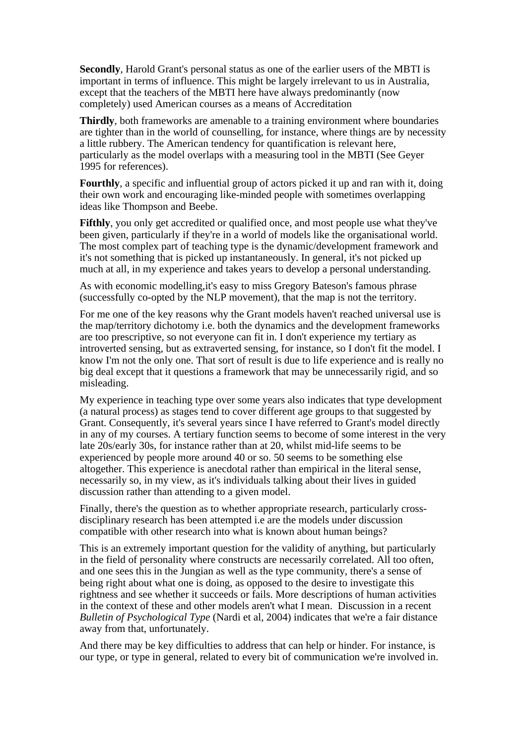**Secondly**, Harold Grant's personal status as one of the earlier users of the MBTI is important in terms of influence. This might be largely irrelevant to us in Australia, except that the teachers of the MBTI here have always predominantly (now completely) used American courses as a means of Accreditation

**Thirdly**, both frameworks are amenable to a training environment where boundaries are tighter than in the world of counselling, for instance, where things are by necessity a little rubbery. The American tendency for quantification is relevant here, particularly as the model overlaps with a measuring tool in the MBTI (See Geyer 1995 for references).

**Fourthly**, a specific and influential group of actors picked it up and ran with it, doing their own work and encouraging like-minded people with sometimes overlapping ideas like Thompson and Beebe.

**Fifthly**, you only get accredited or qualified once, and most people use what they've been given, particularly if they're in a world of models like the organisational world. The most complex part of teaching type is the dynamic/development framework and it's not something that is picked up instantaneously. In general, it's not picked up much at all, in my experience and takes years to develop a personal understanding.

As with economic modelling,it's easy to miss Gregory Bateson's famous phrase (successfully co-opted by the NLP movement), that the map is not the territory.

For me one of the key reasons why the Grant models haven't reached universal use is the map/territory dichotomy i.e. both the dynamics and the development frameworks are too prescriptive, so not everyone can fit in. I don't experience my tertiary as introverted sensing, but as extraverted sensing, for instance, so I don't fit the model. I know I'm not the only one. That sort of result is due to life experience and is really no big deal except that it questions a framework that may be unnecessarily rigid, and so misleading.

My experience in teaching type over some years also indicates that type development (a natural process) as stages tend to cover different age groups to that suggested by Grant. Consequently, it's several years since I have referred to Grant's model directly in any of my courses. A tertiary function seems to become of some interest in the very late 20s/early 30s, for instance rather than at 20, whilst mid-life seems to be experienced by people more around 40 or so. 50 seems to be something else altogether. This experience is anecdotal rather than empirical in the literal sense, necessarily so, in my view, as it's individuals talking about their lives in guided discussion rather than attending to a given model.

Finally, there's the question as to whether appropriate research, particularly cross-disciplinary research has been attempted i.e are the models under discussion compatible with other research into what is known about human beings?

This is an extremely important question for the validity of anything, but particularly in the field of personality where constructs are necessarily correlated. All too often, and one sees this in the Jungian as well as the type community, there's a sense of being right about what one is doing, as opposed to the desire to investigate this rightness and see whether it succeeds or fails. More descriptions of human activities in the context of these and other models aren't what I mean. Discussion in a recent *Bulletin of Psychological Type* (Nardi et al, 2004) indicates that we're a fair distance away from that, unfortunately.

And there may be key difficulties to address that can help or hinder. For instance, is our type, or type in general, related to every bit of communication we're involved in.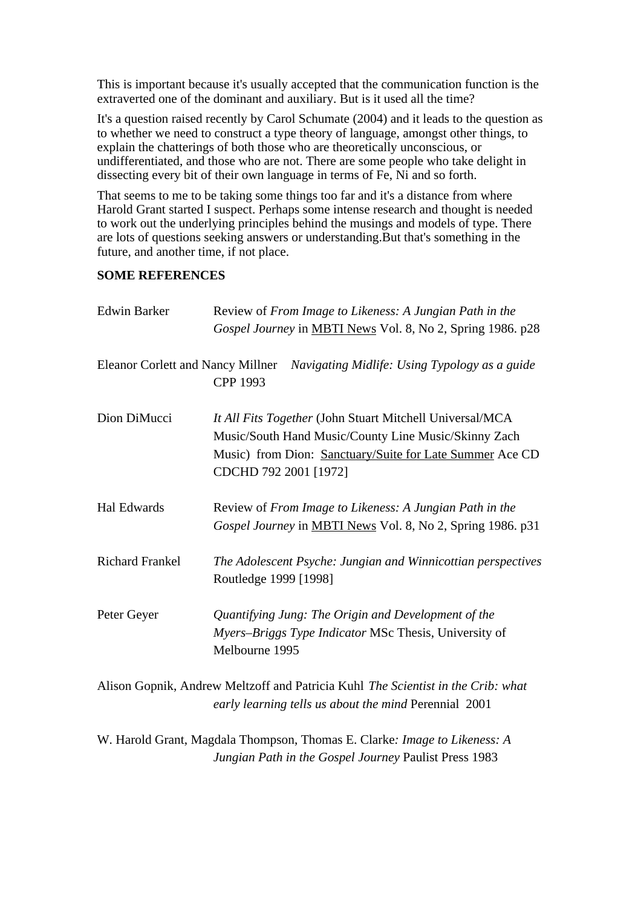This is important because it's usually accepted that the communication function is the extraverted one of the dominant and auxiliary. But is it used all the time?

It's a question raised recently by Carol Schumate (2004) and it leads to the question as to whether we need to construct a type theory of language, amongst other things, to explain the chatterings of both those who are theoretically unconscious, or undifferentiated, and those who are not. There are some people who take delight in dissecting every bit of their own language in terms of Fe, Ni and so forth.

That seems to me to be taking some things too far and it's a distance from where Harold Grant started I suspect. Perhaps some intense research and thought is needed to work out the underlying principles behind the musings and models of type. There are lots of questions seeking answers or understanding.But that's something in the future, and another time, if not place.

**SOME REFERENCES**

Edwin Barker — Review of *From Image to Likeness: A Jungian Path in the Gospel Journey* in MBTI News Vol. 8, No 2, Spring 1986. p28

Eleanor Corlett and Nancy Millner — *Navigating Midlife: Using Typology as a guide* CPP 1993

Dion DiMucci — *It All Fits Together* (John Stuart Mitchell Universal/MCA Music/South Hand Music/County Line Music/Skinny Zach Music) from Dion: Sanctuary/Suite for Late Summer Ace CD CDCHD 792 2001 [1972]

Hal Edwards — Review of *From Image to Likeness: A Jungian Path in the Gospel Journey* in MBTI News Vol. 8, No 2, Spring 1986. p31

Richard Frankel — *The Adolescent Psyche: Jungian and Winnicottian perspectives* Routledge 1999 [1998]

Peter Geyer — *Quantifying Jung: The Origin and Development of the Myers–Briggs Type Indicator* MSc Thesis, University of Melbourne 1995

Alison Gopnik, Andrew Meltzoff and Patricia Kuhl — *The Scientist in the Crib: what early learning tells us about the mind* Perennial 2001

W. Harold Grant, Magdala Thompson, Thomas E. Clarke*: Image to Likeness: A Jungian Path in the Gospel Journey* Paulist Press 1983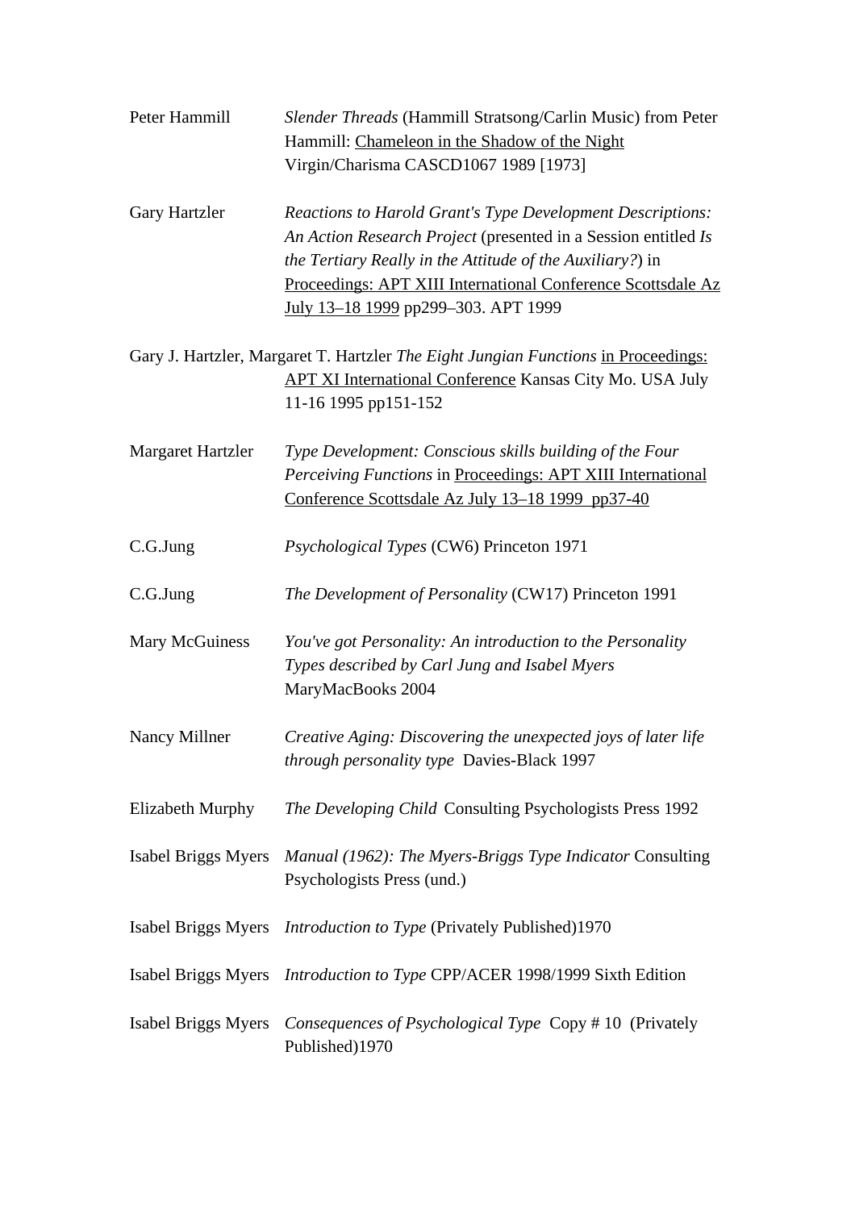Peter Hammill *Slender Threads* (Hammill Stratsong/Carlin Music) from Peter Hammill: Chameleon in the Shadow of the Night Virgin/Charisma CASCD1067 1989 [1973]

Gary Hartzler *Reactions to Harold Grant's Type Development Descriptions: An Action Research Project* (presented in a Session entitled *Is the Tertiary Really in the Attitude of the Auxiliary?*) in Proceedings: APT XIII International Conference Scottsdale Az July 13–18 1999 pp299–303. APT 1999

Gary J. Hartzler, Margaret T. Hartzler *The Eight Jungian Functions* in Proceedings: APT XI International Conference Kansas City Mo. USA July 11-16 1995 pp151-152

Margaret Hartzler *Type Development: Conscious skills building of the Four Perceiving Functions* in Proceedings: APT XIII International Conference Scottsdale Az July 13–18 1999 pp37-40

C.G.Jung *Psychological Types* (CW6) Princeton 1971

C.G.Jung *The Development of Personality* (CW17) Princeton 1991

Mary McGuiness *You've got Personality: An introduction to the Personality Types described by Carl Jung and Isabel Myers* MaryMacBooks 2004

Nancy Millner *Creative Aging: Discovering the unexpected joys of later life through personality type* Davies-Black 1997

Elizabeth Murphy *The Developing Child* Consulting Psychologists Press 1992

Isabel Briggs Myers *Manual (1962): The Myers-Briggs Type Indicator* Consulting Psychologists Press (und.)

Isabel Briggs Myers *Introduction to Type* (Privately Published)1970

Isabel Briggs Myers *Introduction to Type* CPP/ACER 1998/1999 Sixth Edition

Isabel Briggs Myers *Consequences of Psychological Type* Copy # 10 (Privately Published)1970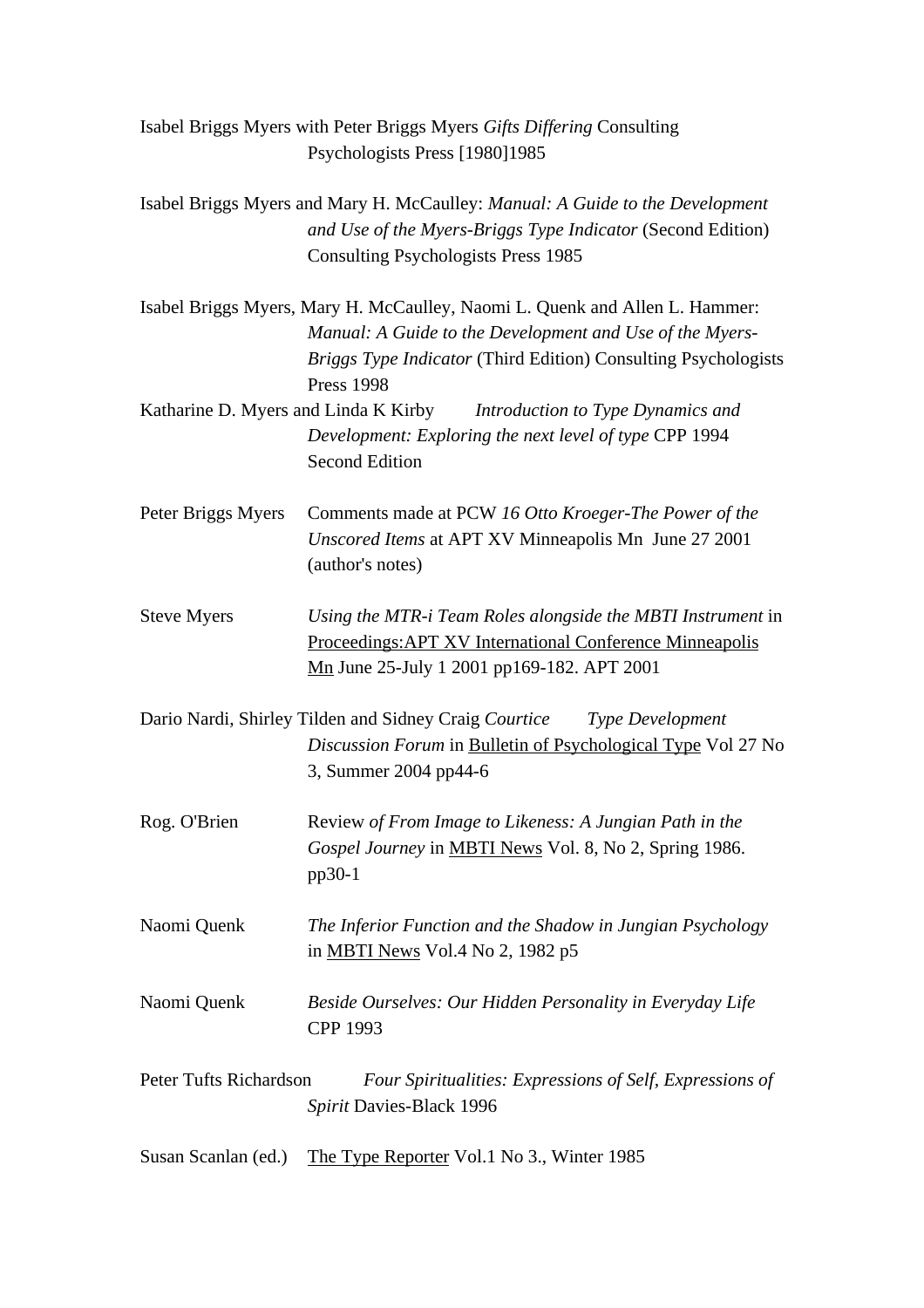Isabel Briggs Myers with Peter Briggs Myers *Gifts Differing* Consulting Psychologists Press [1980]1985

Isabel Briggs Myers and Mary H. McCaulley: *Manual: A Guide to the Development and Use of the Myers-Briggs Type Indicator* (Second Edition) Consulting Psychologists Press 1985

Isabel Briggs Myers, Mary H. McCaulley, Naomi L. Quenk and Allen L. Hammer: *Manual: A Guide to the Development and Use of the Myers-Briggs Type Indicator* (Third Edition) Consulting Psychologists Press 1998

Katharine D. Myers and Linda K Kirby *Introduction to Type Dynamics and Development: Exploring the next level of type* CPP 1994 Second Edition

Peter Briggs Myers Comments made at PCW *16 Otto Kroeger-The Power of the Unscored Items* at APT XV Minneapolis Mn June 27 2001 (author's notes)

Steve Myers *Using the MTR-i Team Roles alongside the MBTI Instrument* in Proceedings:APT XV International Conference Minneapolis Mn June 25-July 1 2001 pp169-182. APT 2001

Dario Nardi, Shirley Tilden and Sidney Craig *Courtice Type Development Discussion Forum* in Bulletin of Psychological Type Vol 27 No 3, Summer 2004 pp44-6

Rog. O'Brien Review *of From Image to Likeness: A Jungian Path in the Gospel Journey* in MBTI News Vol. 8, No 2, Spring 1986. pp30-1

Naomi Quenk *The Inferior Function and the Shadow in Jungian Psychology* in MBTI News Vol.4 No 2, 1982 p5

Naomi Quenk *Beside Ourselves: Our Hidden Personality in Everyday Life* CPP 1993

Peter Tufts Richardson *Four Spiritualities: Expressions of Self, Expressions of Spirit* Davies-Black 1996

Susan Scanlan (ed.) The Type Reporter Vol.1 No 3., Winter 1985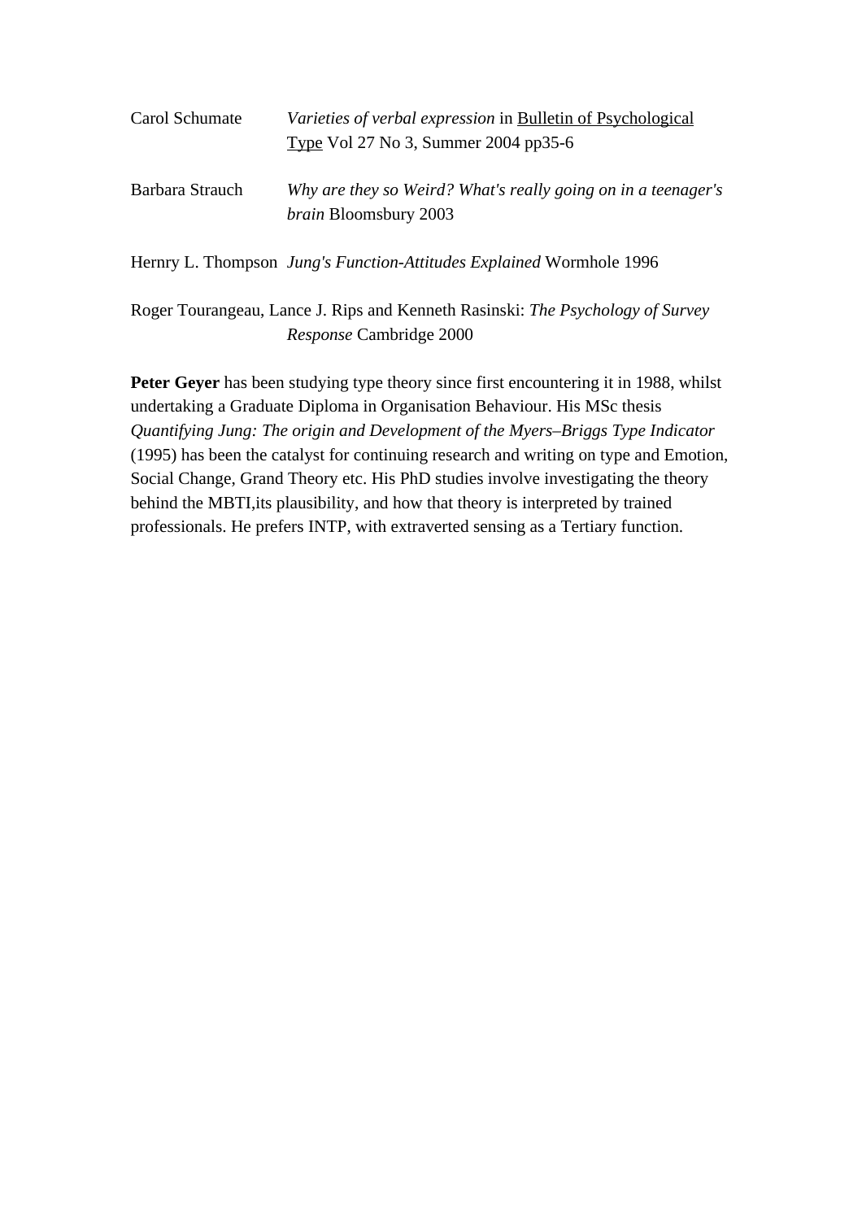Carol Schumate *Varieties of verbal expression* in Bulletin of Psychological Type Vol 27 No 3, Summer 2004 pp35-6

Barbara Strauch *Why are they so Weird? What's really going on in a teenager's brain* Bloomsbury 2003

Hernry L. Thompson *Jung's Function-Attitudes Explained* Wormhole 1996

Roger Tourangeau, Lance J. Rips and Kenneth Rasinski: *The Psychology of Survey Response* Cambridge 2000

**Peter Geyer** has been studying type theory since first encountering it in 1988, whilst undertaking a Graduate Diploma in Organisation Behaviour. His MSc thesis *Quantifying Jung: The origin and Development of the Myers–Briggs Type Indicator* (1995) has been the catalyst for continuing research and writing on type and Emotion, Social Change, Grand Theory etc. His PhD studies involve investigating the theory behind the MBTI,its plausibility, and how that theory is interpreted by trained professionals. He prefers INTP, with extraverted sensing as a Tertiary function.